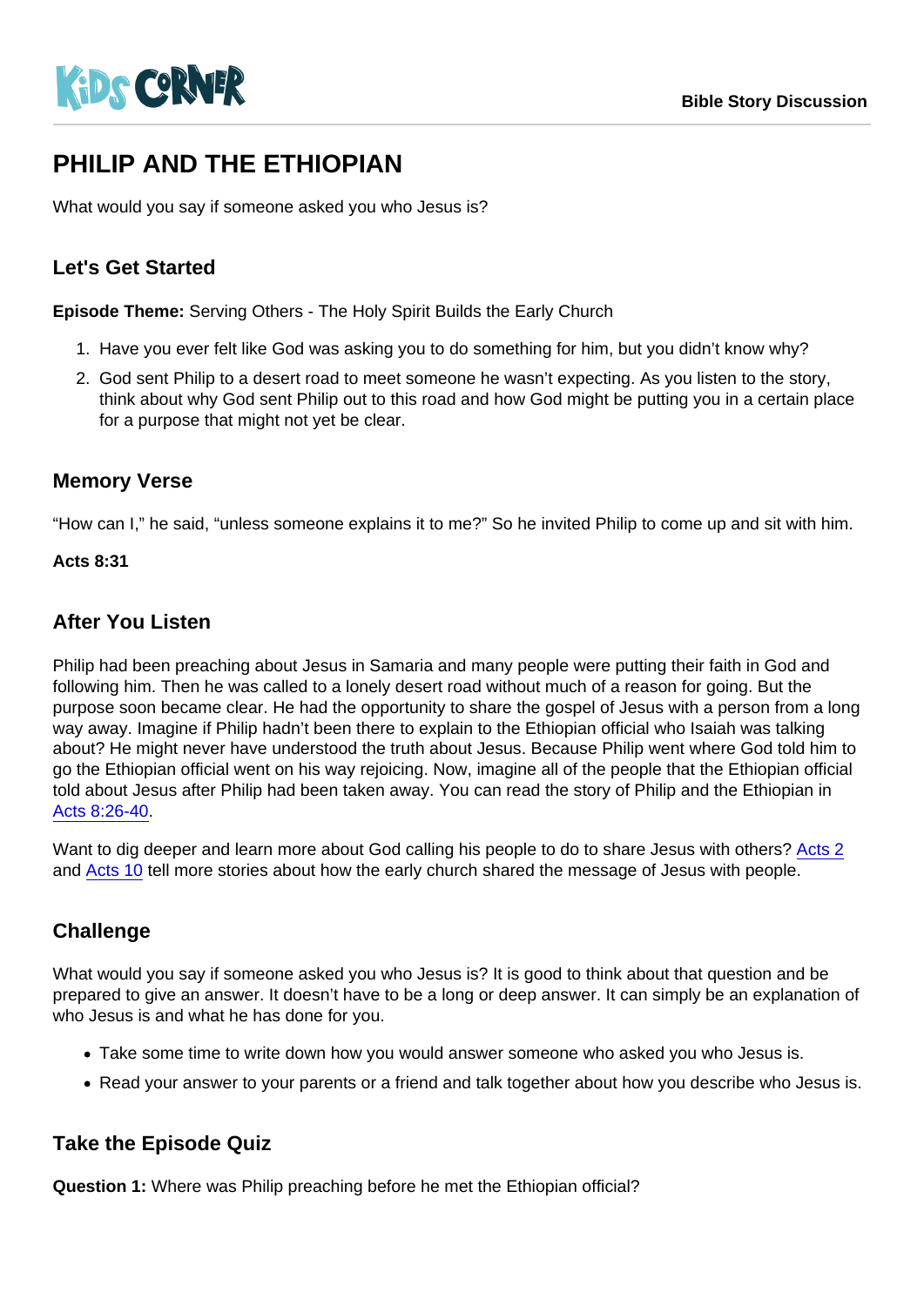KiDS CORNER

Bible Story Discussion

# PHILIP AND THE ETHIOPIAN

What would you say if someone asked you who Jesus is?

## Let's Get Started

**Episode Theme:** Serving Others - The Holy Spirit Builds the Early Church

1. Have you ever felt like God was asking you to do something for him, but you didn't know why?
2. God sent Philip to a desert road to meet someone he wasn't expecting. As you listen to the story, think about why God sent Philip out to this road and how God might be putting you in a certain place for a purpose that might not yet be clear.

## Memory Verse

"How can I," he said, "unless someone explains it to me?" So he invited Philip to come up and sit with him.

**Acts 8:31**

## After You Listen

Philip had been preaching about Jesus in Samaria and many people were putting their faith in God and following him. Then he was called to a lonely desert road without much of a reason for going. But the purpose soon became clear. He had the opportunity to share the gospel of Jesus with a person from a long way away. Imagine if Philip hadn't been there to explain to the Ethiopian official who Isaiah was talking about? He might never have understood the truth about Jesus. Because Philip went where God told him to go the Ethiopian official went on his way rejoicing. Now, imagine all of the people that the Ethiopian official told about Jesus after Philip had been taken away. You can read the story of Philip and the Ethiopian in Acts 8:26-40.

Want to dig deeper and learn more about God calling his people to do to share Jesus with others? Acts 2 and Acts 10 tell more stories about how the early church shared the message of Jesus with people.

## Challenge

What would you say if someone asked you who Jesus is? It is good to think about that question and be prepared to give an answer. It doesn't have to be a long or deep answer. It can simply be an explanation of who Jesus is and what he has done for you.

- Take some time to write down how you would answer someone who asked you who Jesus is.
- Read your answer to your parents or a friend and talk together about how you describe who Jesus is.

## Take the Episode Quiz

**Question 1:** Where was Philip preaching before he met the Ethiopian official?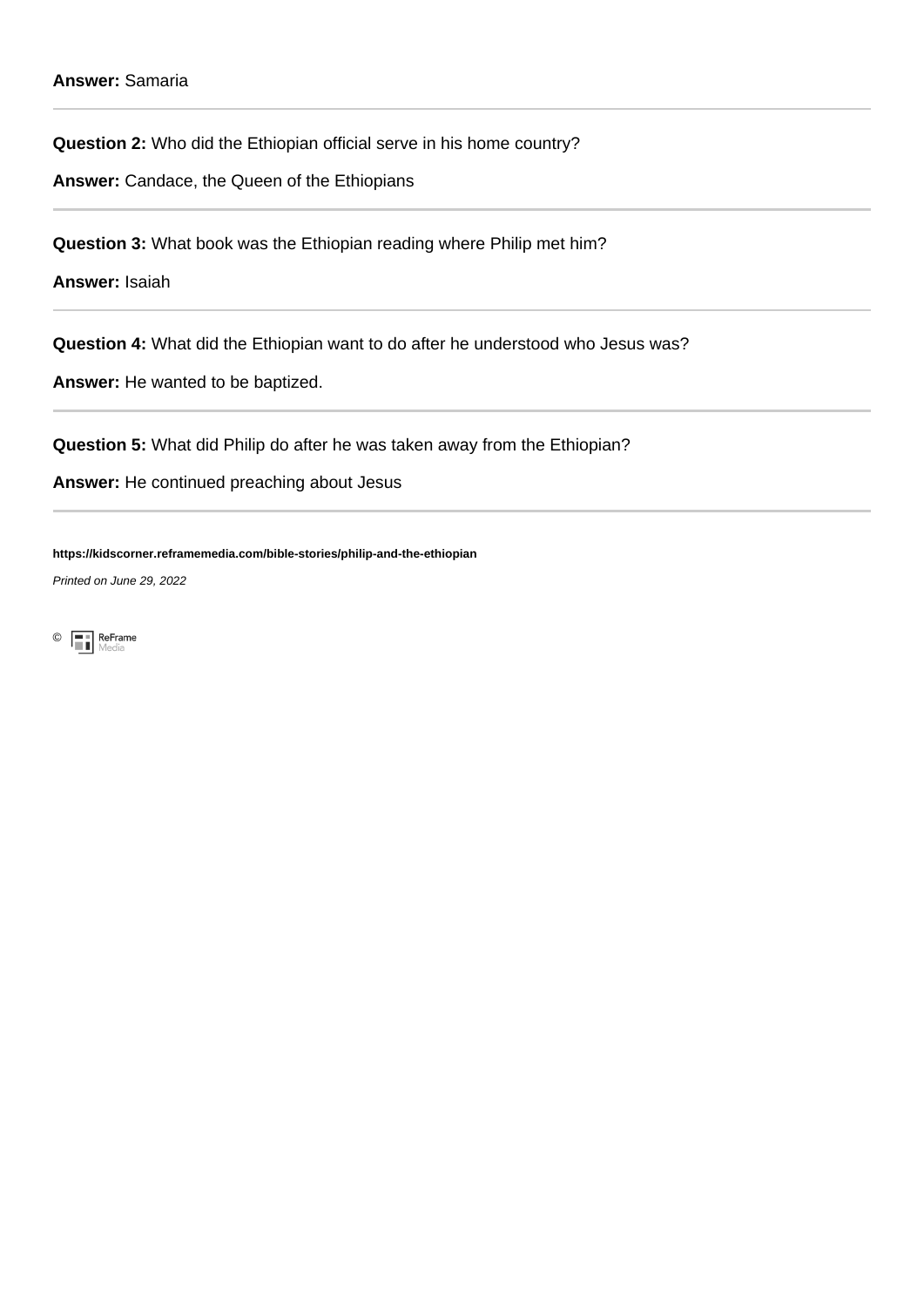**Answer:** Samaria

---

**Question 2:** Who did the Ethiopian official serve in his home country?

**Answer:** Candace, the Queen of the Ethiopians

---

**Question 3:** What book was the Ethiopian reading where Philip met him?

**Answer:** Isaiah

---

**Question 4:** What did the Ethiopian want to do after he understood who Jesus was?

**Answer:** He wanted to be baptized.

---

**Question 5:** What did Philip do after he was taken away from the Ethiopian?

**Answer:** He continued preaching about Jesus

---

**https://kidscorner.reframemedia.com/bible-stories/philip-and-the-ethiopian**

*Printed on June 29, 2022*

© ReFrame Media